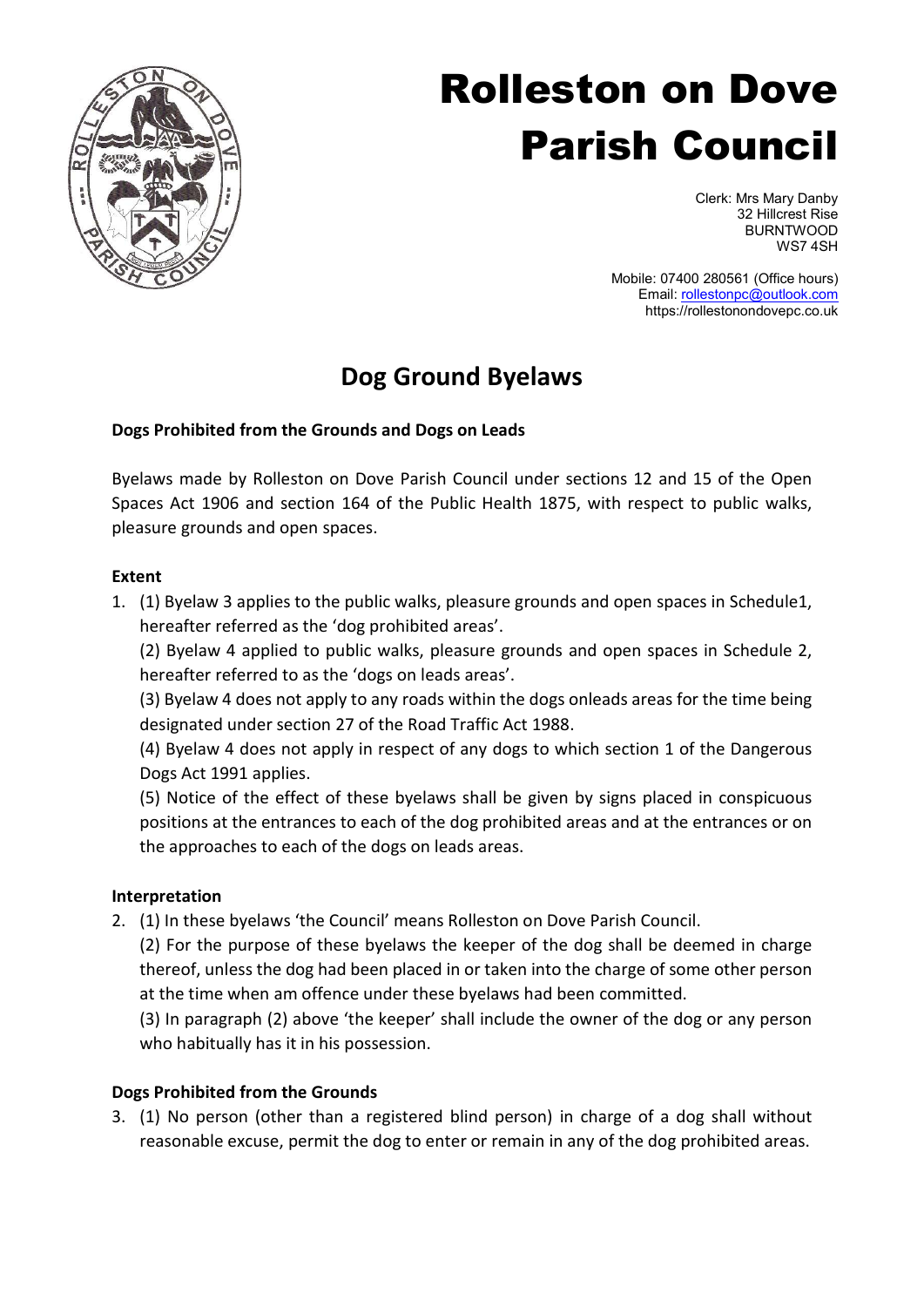# Rolleston on Dove Parish Council

Clerk: Mrs Mary Danby
32 Hillcrest Rise
BURNTWOOD
WS7 4SH

Mobile: 07400 280561 (Office hours)
Email: rollestonpc@outlook.com
https://rollestonondovepc.co.uk

## Dog Ground Byelaws

**Dogs Prohibited from the Grounds and Dogs on Leads**

Byelaws made by Rolleston on Dove Parish Council under sections 12 and 15 of the Open Spaces Act 1906 and section 164 of the Public Health 1875, with respect to public walks, pleasure grounds and open spaces.

**Extent**

1. (1) Byelaw 3 applies to the public walks, pleasure grounds and open spaces in Schedule1, hereafter referred as the 'dog prohibited areas'.

   (2) Byelaw 4 applied to public walks, pleasure grounds and open spaces in Schedule 2, hereafter referred to as the 'dogs on leads areas'.

   (3) Byelaw 4 does not apply to any roads within the dogs onleads areas for the time being designated under section 27 of the Road Traffic Act 1988.

   (4) Byelaw 4 does not apply in respect of any dogs to which section 1 of the Dangerous Dogs Act 1991 applies.

   (5) Notice of the effect of these byelaws shall be given by signs placed in conspicuous positions at the entrances to each of the dog prohibited areas and at the entrances or on the approaches to each of the dogs on leads areas.

**Interpretation**

2. (1) In these byelaws 'the Council' means Rolleston on Dove Parish Council.

   (2) For the purpose of these byelaws the keeper of the dog shall be deemed in charge thereof, unless the dog had been placed in or taken into the charge of some other person at the time when am offence under these byelaws had been committed.

   (3) In paragraph (2) above 'the keeper' shall include the owner of the dog or any person who habitually has it in his possession.

**Dogs Prohibited from the Grounds**

3. (1) No person (other than a registered blind person) in charge of a dog shall without reasonable excuse, permit the dog to enter or remain in any of the dog prohibited areas.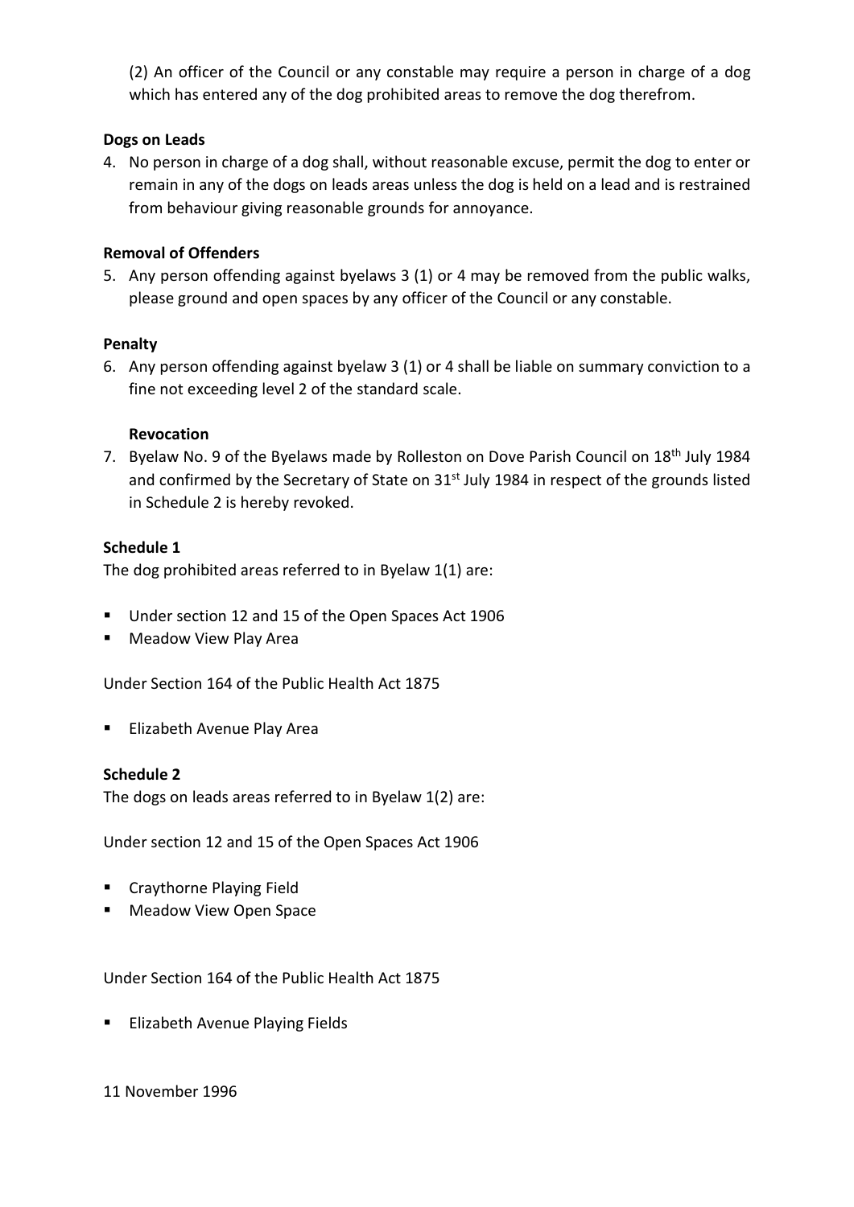(2) An officer of the Council or any constable may require a person in charge of a dog which has entered any of the dog prohibited areas to remove the dog therefrom.

**Dogs on Leads**

4. No person in charge of a dog shall, without reasonable excuse, permit the dog to enter or remain in any of the dogs on leads areas unless the dog is held on a lead and is restrained from behaviour giving reasonable grounds for annoyance.

**Removal of Offenders**

5. Any person offending against byelaws 3 (1) or 4 may be removed from the public walks, please ground and open spaces by any officer of the Council or any constable.

**Penalty**

6. Any person offending against byelaw 3 (1) or 4 shall be liable on summary conviction to a fine not exceeding level 2 of the standard scale.

**Revocation**

7. Byelaw No. 9 of the Byelaws made by Rolleston on Dove Parish Council on 18th July 1984 and confirmed by the Secretary of State on 31st July 1984 in respect of the grounds listed in Schedule 2 is hereby revoked.

**Schedule 1**

The dog prohibited areas referred to in Byelaw 1(1) are:

- Under section 12 and 15 of the Open Spaces Act 1906
- Meadow View Play Area

Under Section 164 of the Public Health Act 1875

- Elizabeth Avenue Play Area

**Schedule 2**

The dogs on leads areas referred to in Byelaw 1(2) are:

Under section 12 and 15 of the Open Spaces Act 1906

- Craythorne Playing Field
- Meadow View Open Space

Under Section 164 of the Public Health Act 1875

- Elizabeth Avenue Playing Fields

11 November 1996